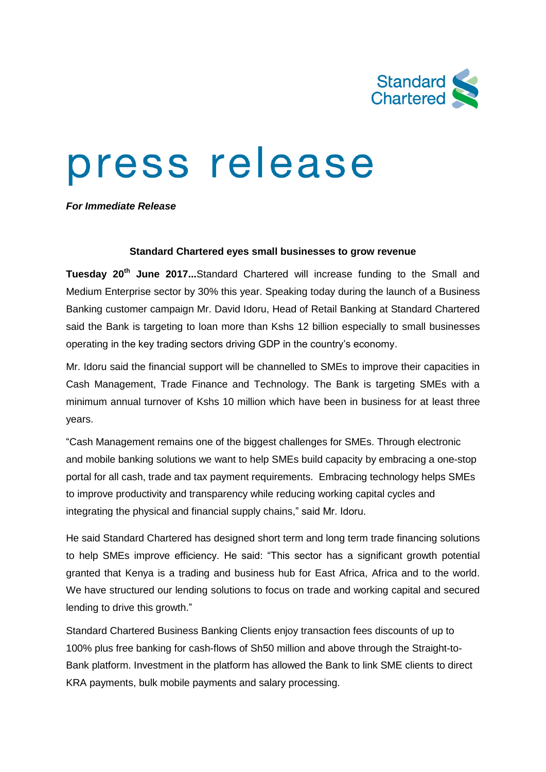Standard Chartered

# press release

***For Immediate Release***

**Standard Chartered eyes small businesses to grow revenue**

**Tuesday 20th June 2017...**Standard Chartered will increase funding to the Small and Medium Enterprise sector by 30% this year. Speaking today during the launch of a Business Banking customer campaign Mr. David Idoru, Head of Retail Banking at Standard Chartered said the Bank is targeting to loan more than Kshs 12 billion especially to small businesses operating in the key trading sectors driving GDP in the country's economy.

Mr. Idoru said the financial support will be channelled to SMEs to improve their capacities in Cash Management, Trade Finance and Technology. The Bank is targeting SMEs with a minimum annual turnover of Kshs 10 million which have been in business for at least three years.

"Cash Management remains one of the biggest challenges for SMEs. Through electronic and mobile banking solutions we want to help SMEs build capacity by embracing a one-stop portal for all cash, trade and tax payment requirements. Embracing technology helps SMEs to improve productivity and transparency while reducing working capital cycles and integrating the physical and financial supply chains," said Mr. Idoru.

He said Standard Chartered has designed short term and long term trade financing solutions to help SMEs improve efficiency. He said: "This sector has a significant growth potential granted that Kenya is a trading and business hub for East Africa, Africa and to the world. We have structured our lending solutions to focus on trade and working capital and secured lending to drive this growth."

Standard Chartered Business Banking Clients enjoy transaction fees discounts of up to 100% plus free banking for cash-flows of Sh50 million and above through the Straight-to-Bank platform. Investment in the platform has allowed the Bank to link SME clients to direct KRA payments, bulk mobile payments and salary processing.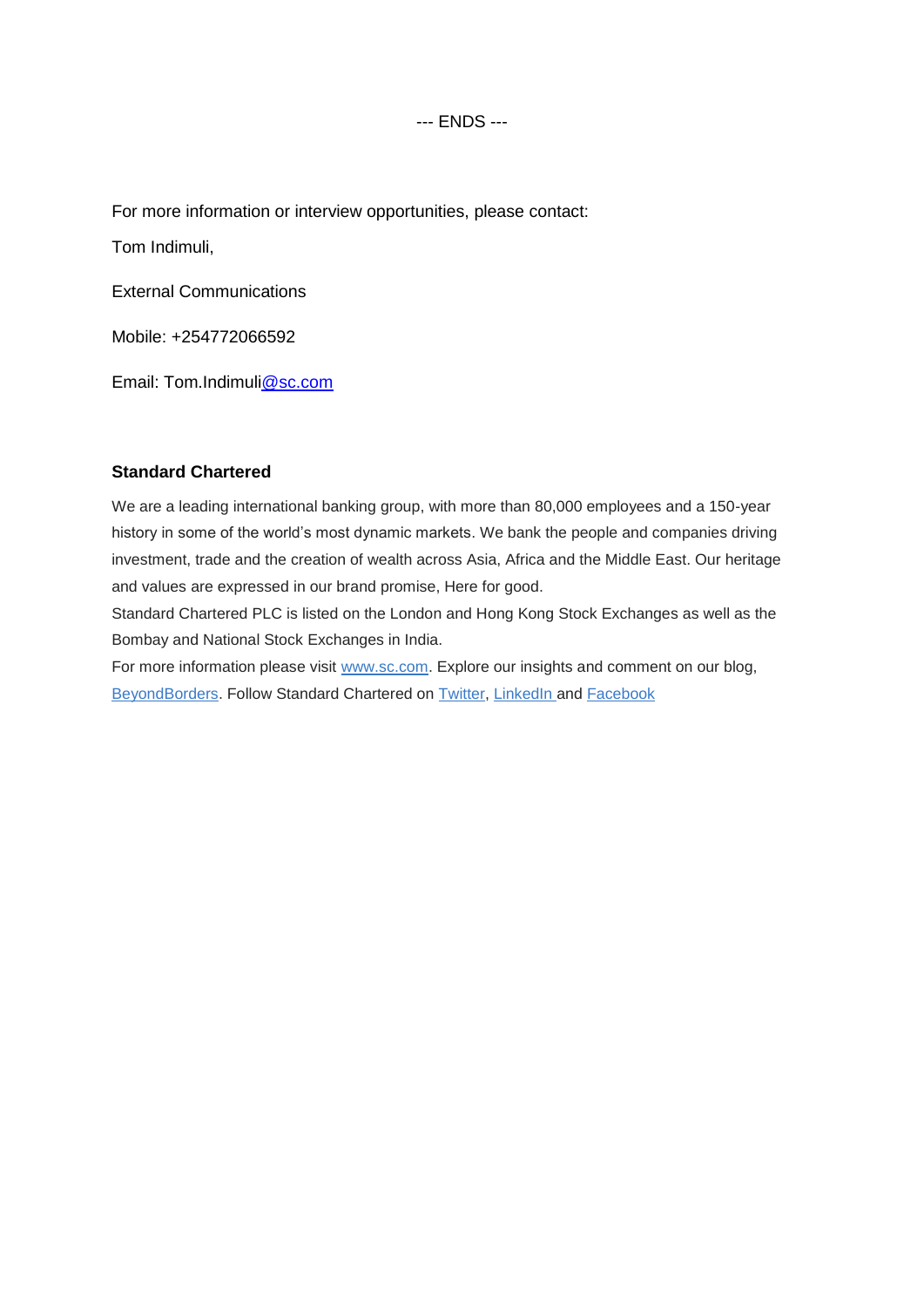--- ENDS ---

For more information or interview opportunities, please contact:

Tom Indimuli,

External Communications

Mobile: +254772066592

Email: Tom.Indimuli@sc.com

**Standard Chartered**

We are a leading international banking group, with more than 80,000 employees and a 150-year history in some of the world's most dynamic markets. We bank the people and companies driving investment, trade and the creation of wealth across Asia, Africa and the Middle East. Our heritage and values are expressed in our brand promise, Here for good.

Standard Chartered PLC is listed on the London and Hong Kong Stock Exchanges as well as the Bombay and National Stock Exchanges in India.

For more information please visit www.sc.com. Explore our insights and comment on our blog, BeyondBorders. Follow Standard Chartered on Twitter, LinkedIn and Facebook